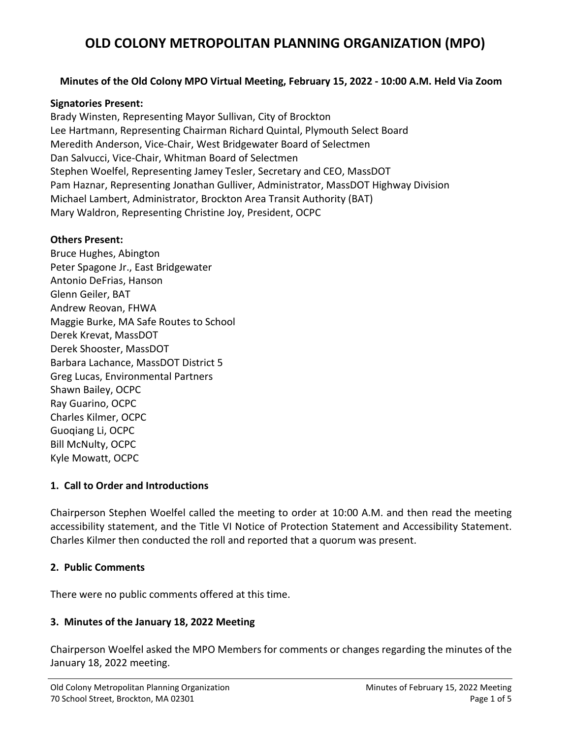# OLD COLONY METROPOLITAN PLANNING ORGANIZATION (MPO)

**Minutes of the Old Colony MPO Virtual Meeting, February 15, 2022 - 10:00 A.M. Held Via Zoom**

**Signatories Present:**
Brady Winsten, Representing Mayor Sullivan, City of Brockton
Lee Hartmann, Representing Chairman Richard Quintal, Plymouth Select Board
Meredith Anderson, Vice-Chair, West Bridgewater Board of Selectmen
Dan Salvucci, Vice-Chair, Whitman Board of Selectmen
Stephen Woelfel, Representing Jamey Tesler, Secretary and CEO, MassDOT
Pam Haznar, Representing Jonathan Gulliver, Administrator, MassDOT Highway Division
Michael Lambert, Administrator, Brockton Area Transit Authority (BAT)
Mary Waldron, Representing Christine Joy, President, OCPC

**Others Present:**
Bruce Hughes, Abington
Peter Spagone Jr., East Bridgewater
Antonio DeFrias, Hanson
Glenn Geiler, BAT
Andrew Reovan, FHWA
Maggie Burke, MA Safe Routes to School
Derek Krevat, MassDOT
Derek Shooster, MassDOT
Barbara Lachance, MassDOT District 5
Greg Lucas, Environmental Partners
Shawn Bailey, OCPC
Ray Guarino, OCPC
Charles Kilmer, OCPC
Guoqiang Li, OCPC
Bill McNulty, OCPC
Kyle Mowatt, OCPC

## 1. Call to Order and Introductions

Chairperson Stephen Woelfel called the meeting to order at 10:00 A.M. and then read the meeting accessibility statement, and the Title VI Notice of Protection Statement and Accessibility Statement. Charles Kilmer then conducted the roll and reported that a quorum was present.

## 2. Public Comments

There were no public comments offered at this time.

## 3. Minutes of the January 18, 2022 Meeting

Chairperson Woelfel asked the MPO Members for comments or changes regarding the minutes of the January 18, 2022 meeting.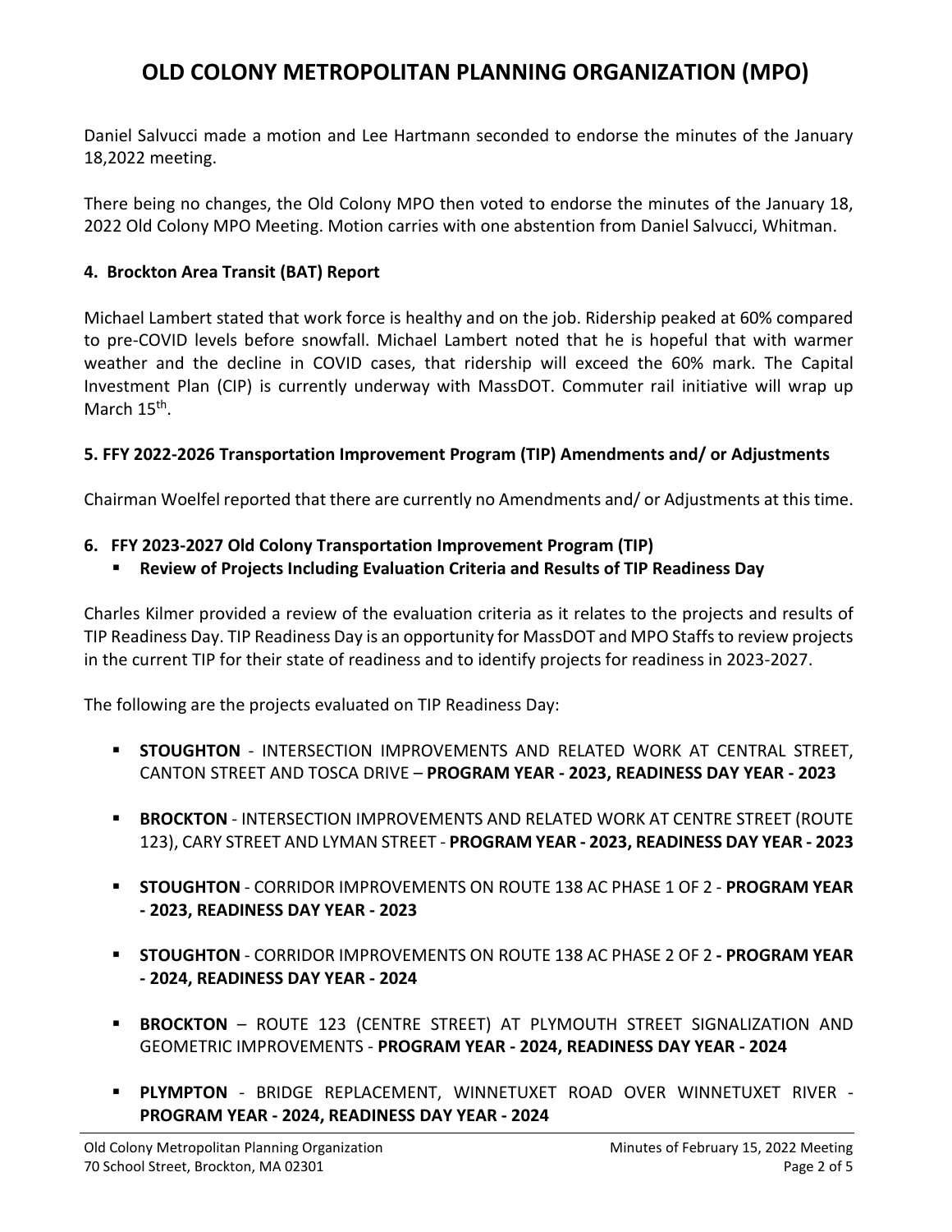Daniel Salvucci made a motion and Lee Hartmann seconded to endorse the minutes of the January 18,2022 meeting.

There being no changes, the Old Colony MPO then voted to endorse the minutes of the January 18, 2022 Old Colony MPO Meeting. Motion carries with one abstention from Daniel Salvucci, Whitman.

**4. Brockton Area Transit (BAT) Report**

Michael Lambert stated that work force is healthy and on the job. Ridership peaked at 60% compared to pre-COVID levels before snowfall. Michael Lambert noted that he is hopeful that with warmer weather and the decline in COVID cases, that ridership will exceed the 60% mark. The Capital Investment Plan (CIP) is currently underway with MassDOT. Commuter rail initiative will wrap up March 15th.

**5. FFY 2022-2026 Transportation Improvement Program (TIP) Amendments and/ or Adjustments**

Chairman Woelfel reported that there are currently no Amendments and/ or Adjustments at this time.

**6. FFY 2023-2027 Old Colony Transportation Improvement Program (TIP)**

- **Review of Projects Including Evaluation Criteria and Results of TIP Readiness Day**

Charles Kilmer provided a review of the evaluation criteria as it relates to the projects and results of TIP Readiness Day. TIP Readiness Day is an opportunity for MassDOT and MPO Staffs to review projects in the current TIP for their state of readiness and to identify projects for readiness in 2023-2027.

The following are the projects evaluated on TIP Readiness Day:

- **STOUGHTON** - INTERSECTION IMPROVEMENTS AND RELATED WORK AT CENTRAL STREET, CANTON STREET AND TOSCA DRIVE – **PROGRAM YEAR - 2023, READINESS DAY YEAR - 2023**
- **BROCKTON** - INTERSECTION IMPROVEMENTS AND RELATED WORK AT CENTRE STREET (ROUTE 123), CARY STREET AND LYMAN STREET - **PROGRAM YEAR - 2023, READINESS DAY YEAR - 2023**
- **STOUGHTON** - CORRIDOR IMPROVEMENTS ON ROUTE 138 AC PHASE 1 OF 2 - **PROGRAM YEAR - 2023, READINESS DAY YEAR - 2023**
- **STOUGHTON** - CORRIDOR IMPROVEMENTS ON ROUTE 138 AC PHASE 2 OF 2 **- PROGRAM YEAR - 2024, READINESS DAY YEAR - 2024**
- **BROCKTON** – ROUTE 123 (CENTRE STREET) AT PLYMOUTH STREET SIGNALIZATION AND GEOMETRIC IMPROVEMENTS - **PROGRAM YEAR - 2024, READINESS DAY YEAR - 2024**
- **PLYMPTON** - BRIDGE REPLACEMENT, WINNETUXET ROAD OVER WINNETUXET RIVER - **PROGRAM YEAR - 2024, READINESS DAY YEAR - 2024**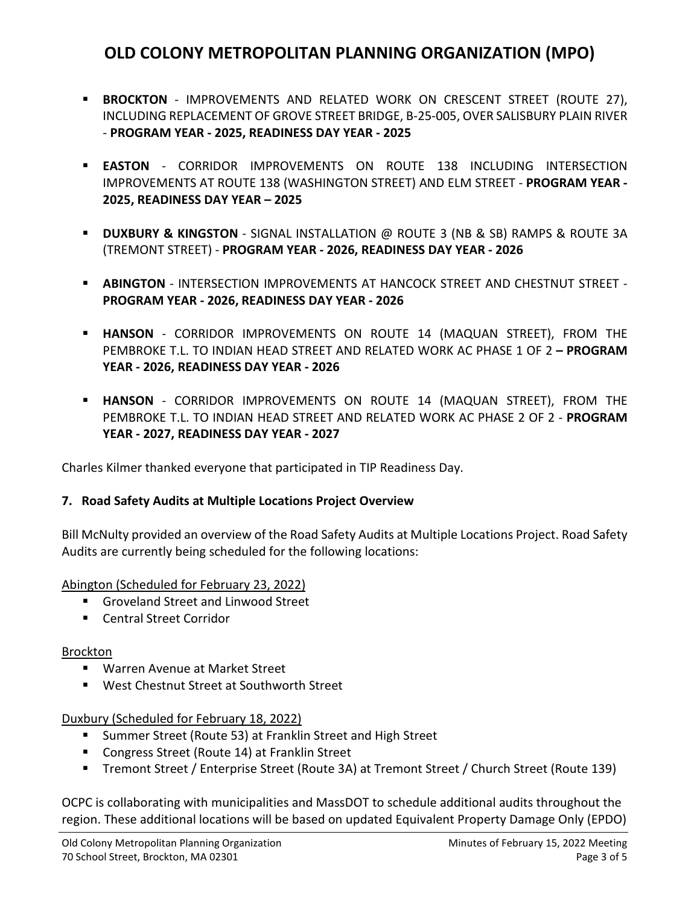- **BROCKTON** - IMPROVEMENTS AND RELATED WORK ON CRESCENT STREET (ROUTE 27), INCLUDING REPLACEMENT OF GROVE STREET BRIDGE, B-25-005, OVER SALISBURY PLAIN RIVER - **PROGRAM YEAR - 2025, READINESS DAY YEAR - 2025**
- **EASTON** - CORRIDOR IMPROVEMENTS ON ROUTE 138 INCLUDING INTERSECTION IMPROVEMENTS AT ROUTE 138 (WASHINGTON STREET) AND ELM STREET - **PROGRAM YEAR - 2025, READINESS DAY YEAR – 2025**
- **DUXBURY & KINGSTON** - SIGNAL INSTALLATION @ ROUTE 3 (NB & SB) RAMPS & ROUTE 3A (TREMONT STREET) - **PROGRAM YEAR - 2026, READINESS DAY YEAR - 2026**
- **ABINGTON** - INTERSECTION IMPROVEMENTS AT HANCOCK STREET AND CHESTNUT STREET - **PROGRAM YEAR - 2026, READINESS DAY YEAR - 2026**
- **HANSON** - CORRIDOR IMPROVEMENTS ON ROUTE 14 (MAQUAN STREET), FROM THE PEMBROKE T.L. TO INDIAN HEAD STREET AND RELATED WORK AC PHASE 1 OF 2 **– PROGRAM YEAR - 2026, READINESS DAY YEAR - 2026**
- **HANSON** - CORRIDOR IMPROVEMENTS ON ROUTE 14 (MAQUAN STREET), FROM THE PEMBROKE T.L. TO INDIAN HEAD STREET AND RELATED WORK AC PHASE 2 OF 2 - **PROGRAM YEAR - 2027, READINESS DAY YEAR - 2027**

Charles Kilmer thanked everyone that participated in TIP Readiness Day.

**7. Road Safety Audits at Multiple Locations Project Overview**

Bill McNulty provided an overview of the Road Safety Audits at Multiple Locations Project. Road Safety Audits are currently being scheduled for the following locations:

Abington (Scheduled for February 23, 2022)

- Groveland Street and Linwood Street
- Central Street Corridor

Brockton

- Warren Avenue at Market Street
- West Chestnut Street at Southworth Street

Duxbury (Scheduled for February 18, 2022)

- Summer Street (Route 53) at Franklin Street and High Street
- Congress Street (Route 14) at Franklin Street
- Tremont Street / Enterprise Street (Route 3A) at Tremont Street / Church Street (Route 139)

OCPC is collaborating with municipalities and MassDOT to schedule additional audits throughout the region. These additional locations will be based on updated Equivalent Property Damage Only (EPDO)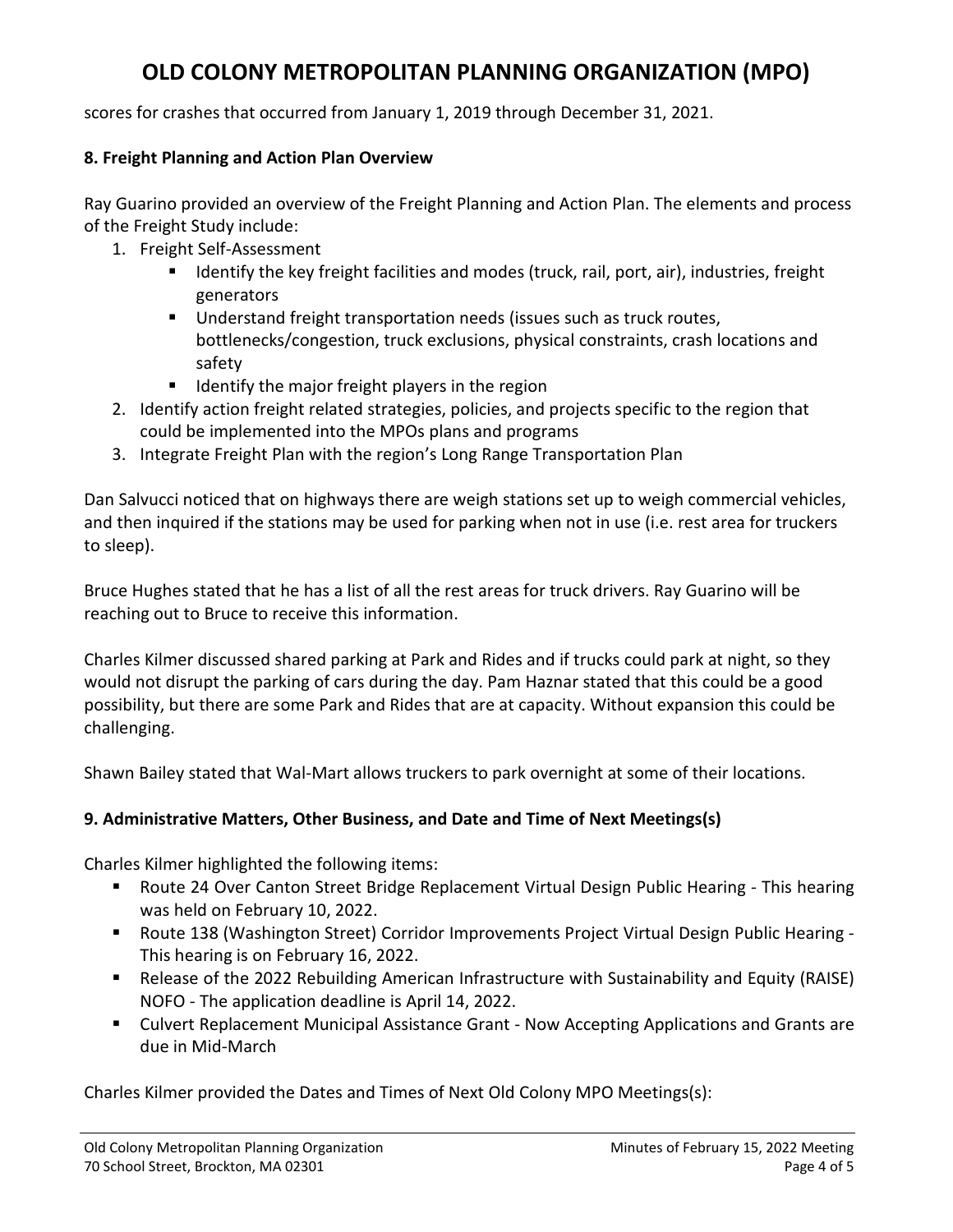scores for crashes that occurred from January 1, 2019 through December 31, 2021.

**8. Freight Planning and Action Plan Overview**

Ray Guarino provided an overview of the Freight Planning and Action Plan. The elements and process of the Freight Study include:

1. Freight Self-Assessment
   - Identify the key freight facilities and modes (truck, rail, port, air), industries, freight generators
   - Understand freight transportation needs (issues such as truck routes, bottlenecks/congestion, truck exclusions, physical constraints, crash locations and safety
   - Identify the major freight players in the region
2. Identify action freight related strategies, policies, and projects specific to the region that could be implemented into the MPOs plans and programs
3. Integrate Freight Plan with the region's Long Range Transportation Plan

Dan Salvucci noticed that on highways there are weigh stations set up to weigh commercial vehicles, and then inquired if the stations may be used for parking when not in use (i.e. rest area for truckers to sleep).

Bruce Hughes stated that he has a list of all the rest areas for truck drivers. Ray Guarino will be reaching out to Bruce to receive this information.

Charles Kilmer discussed shared parking at Park and Rides and if trucks could park at night, so they would not disrupt the parking of cars during the day. Pam Haznar stated that this could be a good possibility, but there are some Park and Rides that are at capacity. Without expansion this could be challenging.

Shawn Bailey stated that Wal-Mart allows truckers to park overnight at some of their locations.

**9. Administrative Matters, Other Business, and Date and Time of Next Meetings(s)**

Charles Kilmer highlighted the following items:

- Route 24 Over Canton Street Bridge Replacement Virtual Design Public Hearing - This hearing was held on February 10, 2022.
- Route 138 (Washington Street) Corridor Improvements Project Virtual Design Public Hearing - This hearing is on February 16, 2022.
- Release of the 2022 Rebuilding American Infrastructure with Sustainability and Equity (RAISE) NOFO - The application deadline is April 14, 2022.
- Culvert Replacement Municipal Assistance Grant - Now Accepting Applications and Grants are due in Mid-March

Charles Kilmer provided the Dates and Times of Next Old Colony MPO Meetings(s):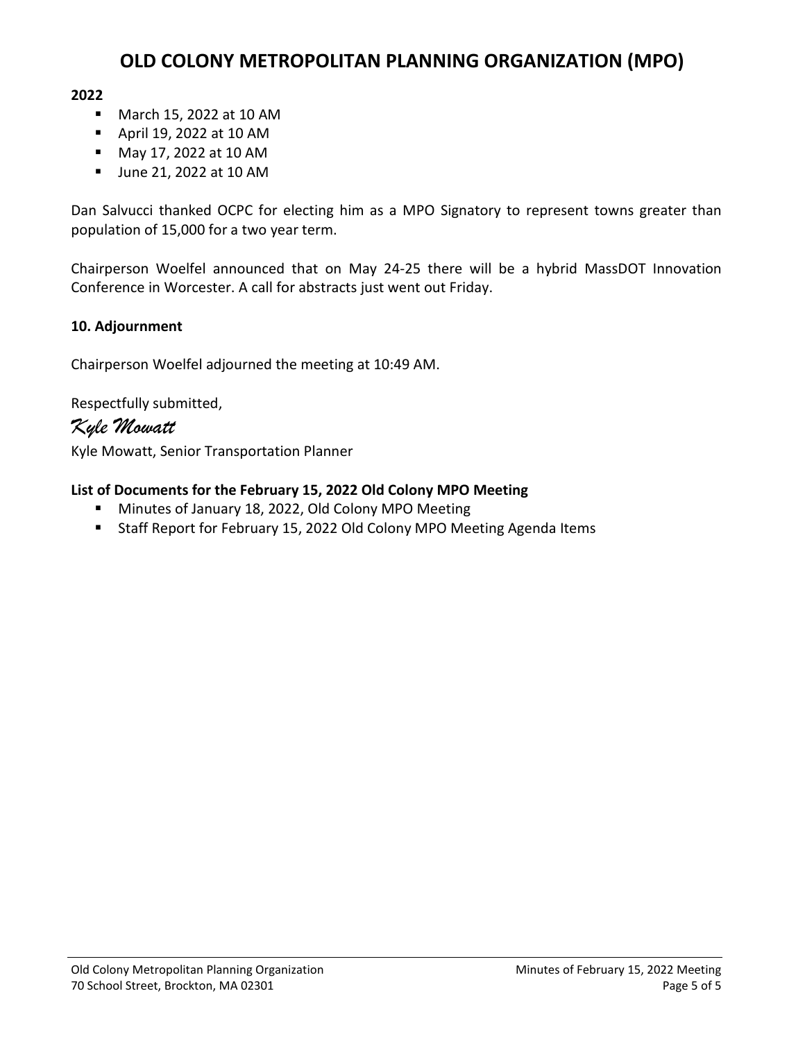# OLD COLONY METROPOLITAN PLANNING ORGANIZATION (MPO)

**2022**

- March 15, 2022 at 10 AM
- April 19, 2022 at 10 AM
- May 17, 2022 at 10 AM
- June 21, 2022 at 10 AM

Dan Salvucci thanked OCPC for electing him as a MPO Signatory to represent towns greater than population of 15,000 for a two year term.

Chairperson Woelfel announced that on May 24-25 there will be a hybrid MassDOT Innovation Conference in Worcester. A call for abstracts just went out Friday.

**10. Adjournment**

Chairperson Woelfel adjourned the meeting at 10:49 AM.

Respectfully submitted,

*Kyle Mowatt*

Kyle Mowatt, Senior Transportation Planner

**List of Documents for the February 15, 2022 Old Colony MPO Meeting**

- Minutes of January 18, 2022, Old Colony MPO Meeting
- Staff Report for February 15, 2022 Old Colony MPO Meeting Agenda Items